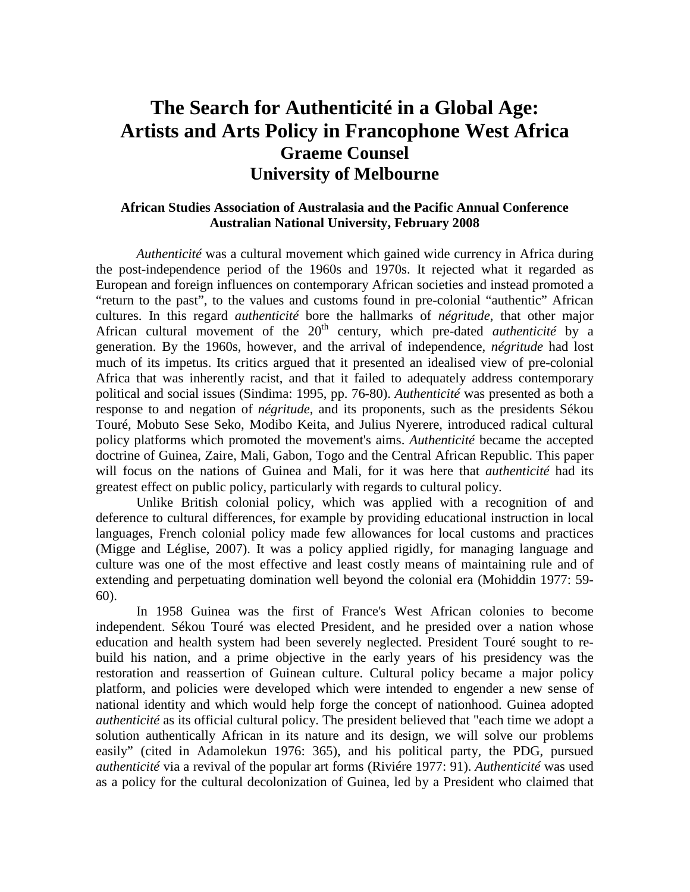# The Search for Authenticité in a Global Age: Artists and Arts Policy in Francophone West Africa

## Graeme Counsel

## University of Melbourne

**African Studies Association of Australasia and the Pacific Annual Conference**
**Australian National University, February 2008**

*Authenticité* was a cultural movement which gained wide currency in Africa during the post-independence period of the 1960s and 1970s. It rejected what it regarded as European and foreign influences on contemporary African societies and instead promoted a "return to the past", to the values and customs found in pre-colonial "authentic" African cultures. In this regard *authenticité* bore the hallmarks of *négritude*, that other major African cultural movement of the 20th century, which pre-dated *authenticité* by a generation. By the 1960s, however, and the arrival of independence, *négritude* had lost much of its impetus. Its critics argued that it presented an idealised view of pre-colonial Africa that was inherently racist, and that it failed to adequately address contemporary political and social issues (Sindima: 1995, pp. 76-80). *Authenticité* was presented as both a response to and negation of *négritude*, and its proponents, such as the presidents Sékou Touré, Mobuto Sese Seko, Modibo Keita, and Julius Nyerere, introduced radical cultural policy platforms which promoted the movement's aims. *Authenticité* became the accepted doctrine of Guinea, Zaire, Mali, Gabon, Togo and the Central African Republic. This paper will focus on the nations of Guinea and Mali, for it was here that *authenticité* had its greatest effect on public policy, particularly with regards to cultural policy.

Unlike British colonial policy, which was applied with a recognition of and deference to cultural differences, for example by providing educational instruction in local languages, French colonial policy made few allowances for local customs and practices (Migge and Léglise, 2007). It was a policy applied rigidly, for managing language and culture was one of the most effective and least costly means of maintaining rule and of extending and perpetuating domination well beyond the colonial era (Mohiddin 1977: 59-60).

In 1958 Guinea was the first of France's West African colonies to become independent. Sékou Touré was elected President, and he presided over a nation whose education and health system had been severely neglected. President Touré sought to re-build his nation, and a prime objective in the early years of his presidency was the restoration and reassertion of Guinean culture. Cultural policy became a major policy platform, and policies were developed which were intended to engender a new sense of national identity and which would help forge the concept of nationhood. Guinea adopted *authenticité* as its official cultural policy. The president believed that "each time we adopt a solution authentically African in its nature and its design, we will solve our problems easily" (cited in Adamolekun 1976: 365), and his political party, the PDG, pursued *authenticité* via a revival of the popular art forms (Riviére 1977: 91). *Authenticité* was used as a policy for the cultural decolonization of Guinea, led by a President who claimed that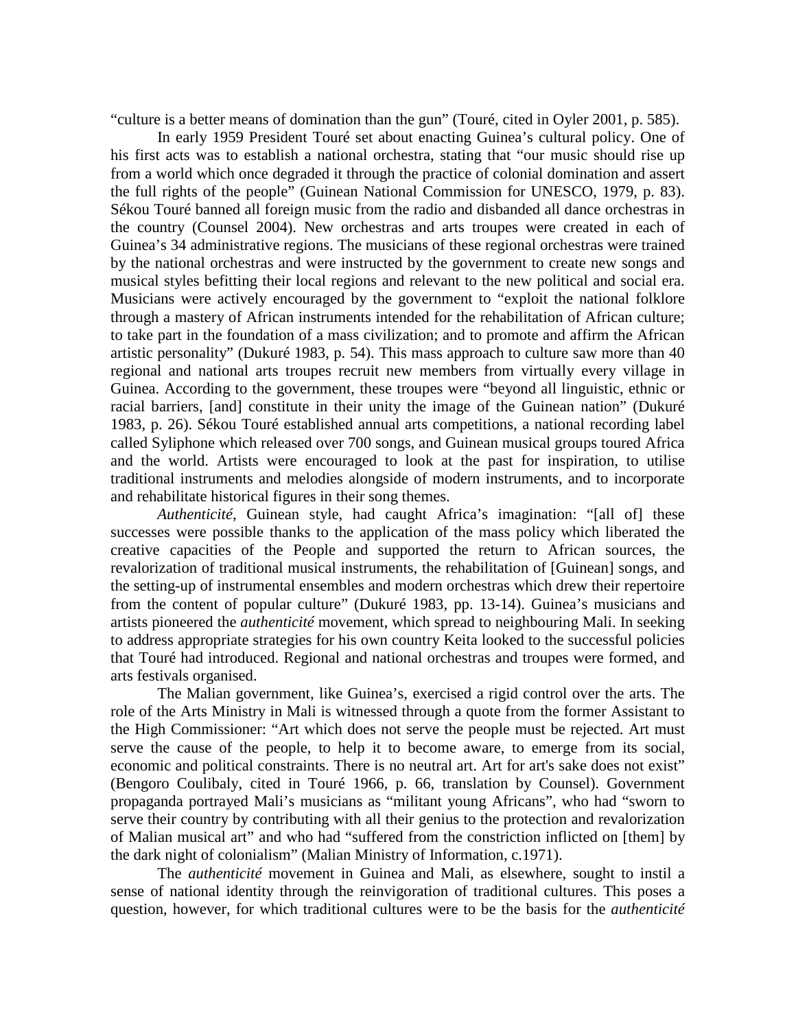"culture is a better means of domination than the gun" (Touré, cited in Oyler 2001, p. 585).

In early 1959 President Touré set about enacting Guinea's cultural policy. One of his first acts was to establish a national orchestra, stating that "our music should rise up from a world which once degraded it through the practice of colonial domination and assert the full rights of the people" (Guinean National Commission for UNESCO, 1979, p. 83). Sékou Touré banned all foreign music from the radio and disbanded all dance orchestras in the country (Counsel 2004). New orchestras and arts troupes were created in each of Guinea's 34 administrative regions. The musicians of these regional orchestras were trained by the national orchestras and were instructed by the government to create new songs and musical styles befitting their local regions and relevant to the new political and social era. Musicians were actively encouraged by the government to "exploit the national folklore through a mastery of African instruments intended for the rehabilitation of African culture; to take part in the foundation of a mass civilization; and to promote and affirm the African artistic personality" (Dukuré 1983, p. 54). This mass approach to culture saw more than 40 regional and national arts troupes recruit new members from virtually every village in Guinea. According to the government, these troupes were "beyond all linguistic, ethnic or racial barriers, [and] constitute in their unity the image of the Guinean nation" (Dukuré 1983, p. 26). Sékou Touré established annual arts competitions, a national recording label called Syliphone which released over 700 songs, and Guinean musical groups toured Africa and the world. Artists were encouraged to look at the past for inspiration, to utilise traditional instruments and melodies alongside of modern instruments, and to incorporate and rehabilitate historical figures in their song themes.

*Authenticité*, Guinean style, had caught Africa's imagination: "[all of] these successes were possible thanks to the application of the mass policy which liberated the creative capacities of the People and supported the return to African sources, the revalorization of traditional musical instruments, the rehabilitation of [Guinean] songs, and the setting-up of instrumental ensembles and modern orchestras which drew their repertoire from the content of popular culture" (Dukuré 1983, pp. 13-14). Guinea's musicians and artists pioneered the *authenticité* movement, which spread to neighbouring Mali. In seeking to address appropriate strategies for his own country Keita looked to the successful policies that Touré had introduced. Regional and national orchestras and troupes were formed, and arts festivals organised.

The Malian government, like Guinea's, exercised a rigid control over the arts. The role of the Arts Ministry in Mali is witnessed through a quote from the former Assistant to the High Commissioner: "Art which does not serve the people must be rejected. Art must serve the cause of the people, to help it to become aware, to emerge from its social, economic and political constraints. There is no neutral art. Art for art's sake does not exist" (Bengoro Coulibaly, cited in Touré 1966, p. 66, translation by Counsel). Government propaganda portrayed Mali's musicians as "militant young Africans", who had "sworn to serve their country by contributing with all their genius to the protection and revalorization of Malian musical art" and who had "suffered from the constriction inflicted on [them] by the dark night of colonialism" (Malian Ministry of Information, c.1971).

The *authenticité* movement in Guinea and Mali, as elsewhere, sought to instil a sense of national identity through the reinvigoration of traditional cultures. This poses a question, however, for which traditional cultures were to be the basis for the *authenticité*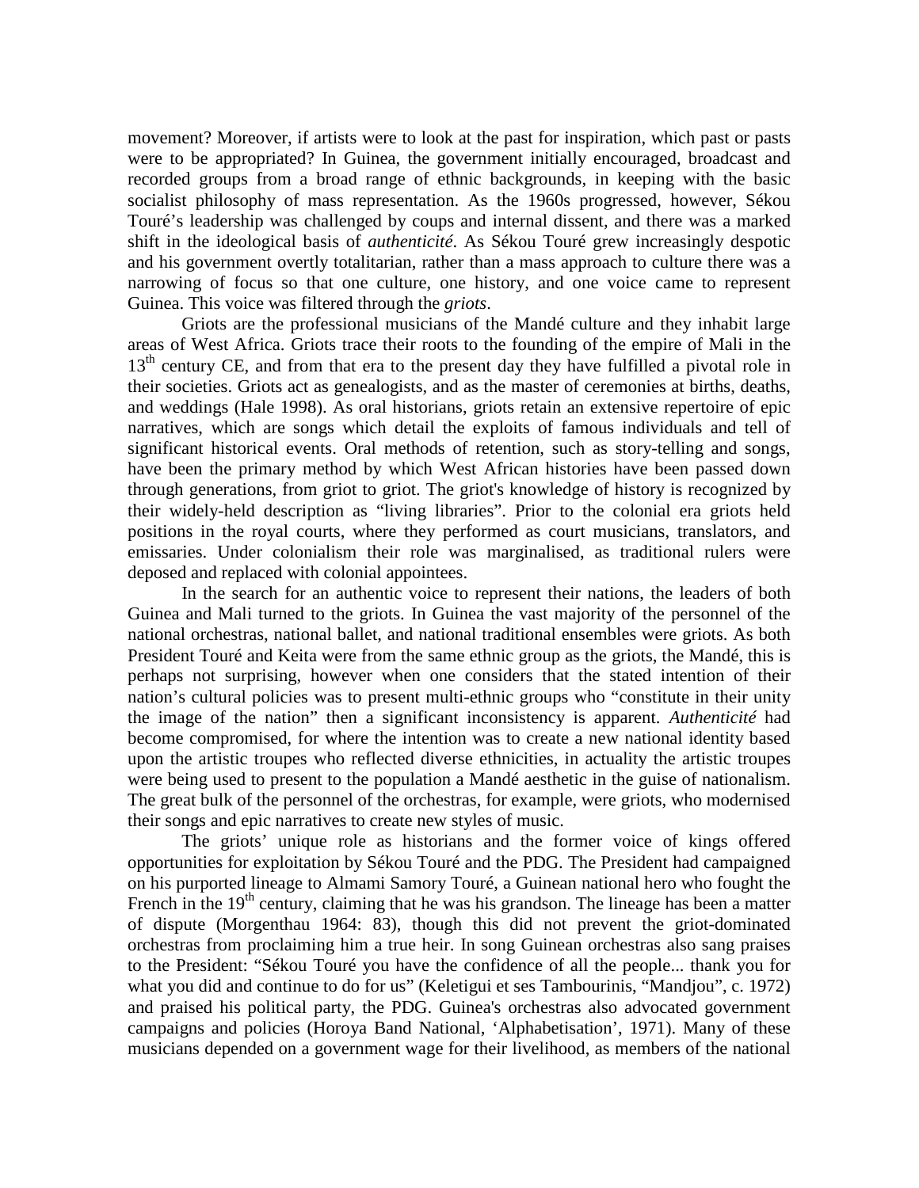movement? Moreover, if artists were to look at the past for inspiration, which past or pasts were to be appropriated? In Guinea, the government initially encouraged, broadcast and recorded groups from a broad range of ethnic backgrounds, in keeping with the basic socialist philosophy of mass representation. As the 1960s progressed, however, Sékou Touré's leadership was challenged by coups and internal dissent, and there was a marked shift in the ideological basis of *authenticité*. As Sékou Touré grew increasingly despotic and his government overtly totalitarian, rather than a mass approach to culture there was a narrowing of focus so that one culture, one history, and one voice came to represent Guinea. This voice was filtered through the *griots*.

Griots are the professional musicians of the Mandé culture and they inhabit large areas of West Africa. Griots trace their roots to the founding of the empire of Mali in the 13th century CE, and from that era to the present day they have fulfilled a pivotal role in their societies. Griots act as genealogists, and as the master of ceremonies at births, deaths, and weddings (Hale 1998). As oral historians, griots retain an extensive repertoire of epic narratives, which are songs which detail the exploits of famous individuals and tell of significant historical events. Oral methods of retention, such as story-telling and songs, have been the primary method by which West African histories have been passed down through generations, from griot to griot. The griot's knowledge of history is recognized by their widely-held description as "living libraries". Prior to the colonial era griots held positions in the royal courts, where they performed as court musicians, translators, and emissaries. Under colonialism their role was marginalised, as traditional rulers were deposed and replaced with colonial appointees.

In the search for an authentic voice to represent their nations, the leaders of both Guinea and Mali turned to the griots. In Guinea the vast majority of the personnel of the national orchestras, national ballet, and national traditional ensembles were griots. As both President Touré and Keita were from the same ethnic group as the griots, the Mandé, this is perhaps not surprising, however when one considers that the stated intention of their nation's cultural policies was to present multi-ethnic groups who "constitute in their unity the image of the nation" then a significant inconsistency is apparent. *Authenticité* had become compromised, for where the intention was to create a new national identity based upon the artistic troupes who reflected diverse ethnicities, in actuality the artistic troupes were being used to present to the population a Mandé aesthetic in the guise of nationalism. The great bulk of the personnel of the orchestras, for example, were griots, who modernised their songs and epic narratives to create new styles of music.

The griots' unique role as historians and the former voice of kings offered opportunities for exploitation by Sékou Touré and the PDG. The President had campaigned on his purported lineage to Almami Samory Touré, a Guinean national hero who fought the French in the 19th century, claiming that he was his grandson. The lineage has been a matter of dispute (Morgenthau 1964: 83), though this did not prevent the griot-dominated orchestras from proclaiming him a true heir. In song Guinean orchestras also sang praises to the President: "Sékou Touré you have the confidence of all the people... thank you for what you did and continue to do for us" (Keletigui et ses Tambourinis, "Mandjou", c. 1972) and praised his political party, the PDG. Guinea's orchestras also advocated government campaigns and policies (Horoya Band National, 'Alphabetisation', 1971). Many of these musicians depended on a government wage for their livelihood, as members of the national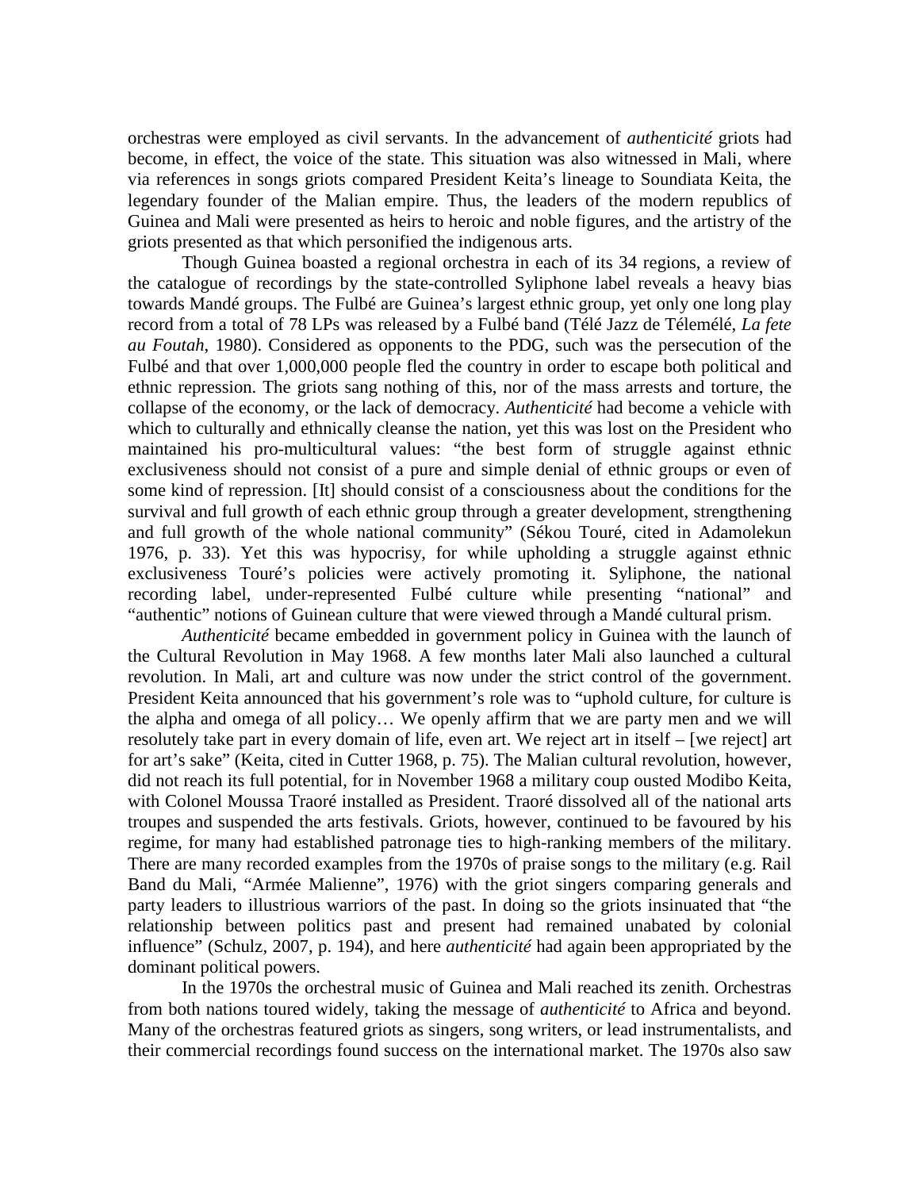orchestras were employed as civil servants. In the advancement of *authenticité* griots had become, in effect, the voice of the state. This situation was also witnessed in Mali, where via references in songs griots compared President Keita's lineage to Soundiata Keita, the legendary founder of the Malian empire. Thus, the leaders of the modern republics of Guinea and Mali were presented as heirs to heroic and noble figures, and the artistry of the griots presented as that which personified the indigenous arts.

Though Guinea boasted a regional orchestra in each of its 34 regions, a review of the catalogue of recordings by the state-controlled Syliphone label reveals a heavy bias towards Mandé groups. The Fulbé are Guinea's largest ethnic group, yet only one long play record from a total of 78 LPs was released by a Fulbé band (Télé Jazz de Télemélé, *La fete au Foutah*, 1980). Considered as opponents to the PDG, such was the persecution of the Fulbé and that over 1,000,000 people fled the country in order to escape both political and ethnic repression. The griots sang nothing of this, nor of the mass arrests and torture, the collapse of the economy, or the lack of democracy. *Authenticité* had become a vehicle with which to culturally and ethnically cleanse the nation, yet this was lost on the President who maintained his pro-multicultural values: "the best form of struggle against ethnic exclusiveness should not consist of a pure and simple denial of ethnic groups or even of some kind of repression. [It] should consist of a consciousness about the conditions for the survival and full growth of each ethnic group through a greater development, strengthening and full growth of the whole national community" (Sékou Touré, cited in Adamolekun 1976, p. 33). Yet this was hypocrisy, for while upholding a struggle against ethnic exclusiveness Touré's policies were actively promoting it. Syliphone, the national recording label, under-represented Fulbé culture while presenting "national" and "authentic" notions of Guinean culture that were viewed through a Mandé cultural prism.

*Authenticité* became embedded in government policy in Guinea with the launch of the Cultural Revolution in May 1968. A few months later Mali also launched a cultural revolution. In Mali, art and culture was now under the strict control of the government. President Keita announced that his government's role was to "uphold culture, for culture is the alpha and omega of all policy… We openly affirm that we are party men and we will resolutely take part in every domain of life, even art. We reject art in itself – [we reject] art for art's sake" (Keita, cited in Cutter 1968, p. 75). The Malian cultural revolution, however, did not reach its full potential, for in November 1968 a military coup ousted Modibo Keita, with Colonel Moussa Traoré installed as President. Traoré dissolved all of the national arts troupes and suspended the arts festivals. Griots, however, continued to be favoured by his regime, for many had established patronage ties to high-ranking members of the military. There are many recorded examples from the 1970s of praise songs to the military (e.g. Rail Band du Mali, "Armée Malienne", 1976) with the griot singers comparing generals and party leaders to illustrious warriors of the past. In doing so the griots insinuated that "the relationship between politics past and present had remained unabated by colonial influence" (Schulz, 2007, p. 194), and here *authenticité* had again been appropriated by the dominant political powers.

In the 1970s the orchestral music of Guinea and Mali reached its zenith. Orchestras from both nations toured widely, taking the message of *authenticité* to Africa and beyond. Many of the orchestras featured griots as singers, song writers, or lead instrumentalists, and their commercial recordings found success on the international market. The 1970s also saw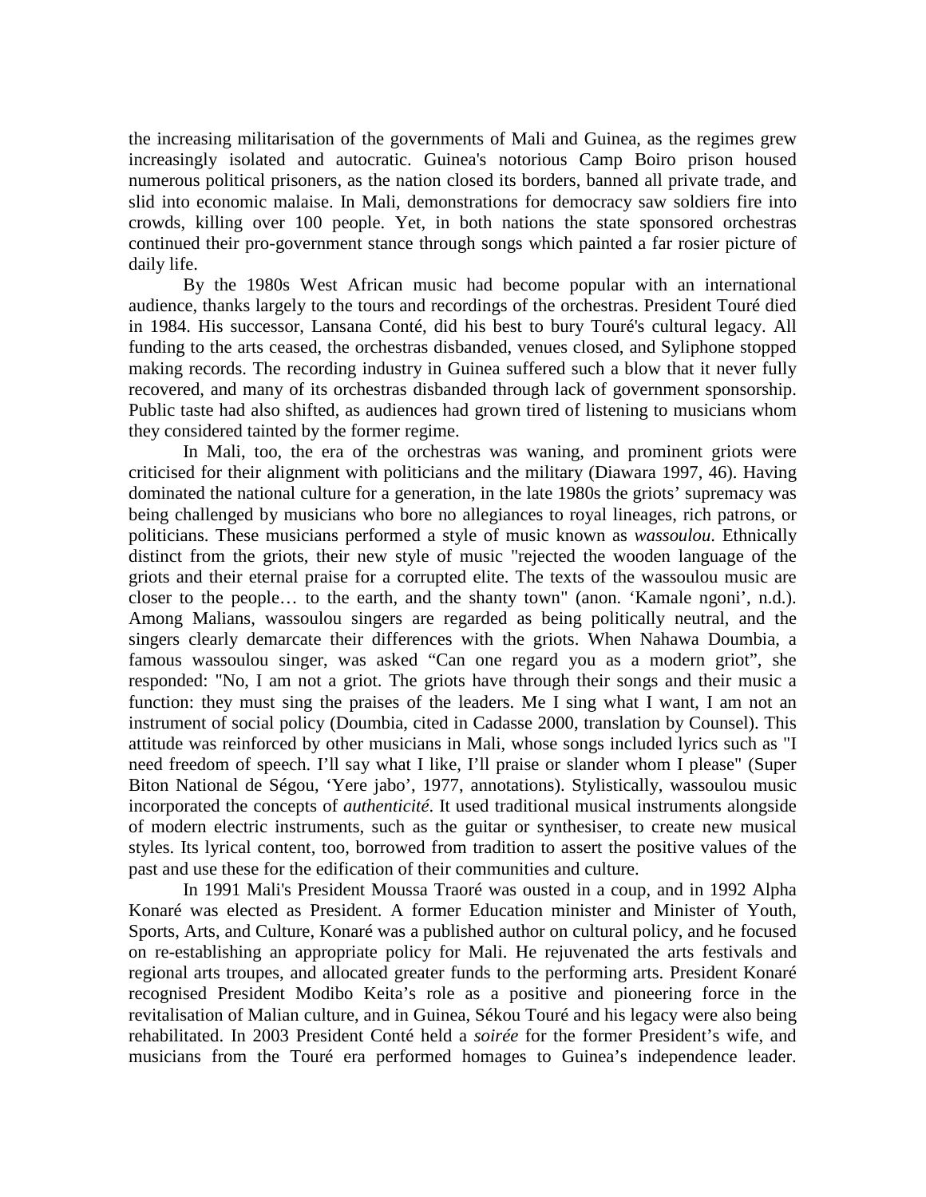the increasing militarisation of the governments of Mali and Guinea, as the regimes grew increasingly isolated and autocratic. Guinea's notorious Camp Boiro prison housed numerous political prisoners, as the nation closed its borders, banned all private trade, and slid into economic malaise. In Mali, demonstrations for democracy saw soldiers fire into crowds, killing over 100 people. Yet, in both nations the state sponsored orchestras continued their pro-government stance through songs which painted a far rosier picture of daily life.

By the 1980s West African music had become popular with an international audience, thanks largely to the tours and recordings of the orchestras. President Touré died in 1984. His successor, Lansana Conté, did his best to bury Touré's cultural legacy. All funding to the arts ceased, the orchestras disbanded, venues closed, and Syliphone stopped making records. The recording industry in Guinea suffered such a blow that it never fully recovered, and many of its orchestras disbanded through lack of government sponsorship. Public taste had also shifted, as audiences had grown tired of listening to musicians whom they considered tainted by the former regime.

In Mali, too, the era of the orchestras was waning, and prominent griots were criticised for their alignment with politicians and the military (Diawara 1997, 46). Having dominated the national culture for a generation, in the late 1980s the griots' supremacy was being challenged by musicians who bore no allegiances to royal lineages, rich patrons, or politicians. These musicians performed a style of music known as *wassoulou*. Ethnically distinct from the griots, their new style of music "rejected the wooden language of the griots and their eternal praise for a corrupted elite. The texts of the wassoulou music are closer to the people… to the earth, and the shanty town" (anon. 'Kamale ngoni', n.d.). Among Malians, wassoulou singers are regarded as being politically neutral, and the singers clearly demarcate their differences with the griots. When Nahawa Doumbia, a famous wassoulou singer, was asked "Can one regard you as a modern griot", she responded: "No, I am not a griot. The griots have through their songs and their music a function: they must sing the praises of the leaders. Me I sing what I want, I am not an instrument of social policy (Doumbia, cited in Cadasse 2000, translation by Counsel). This attitude was reinforced by other musicians in Mali, whose songs included lyrics such as "I need freedom of speech. I'll say what I like, I'll praise or slander whom I please" (Super Biton National de Ségou, 'Yere jabo', 1977, annotations). Stylistically, wassoulou music incorporated the concepts of *authenticité*. It used traditional musical instruments alongside of modern electric instruments, such as the guitar or synthesiser, to create new musical styles. Its lyrical content, too, borrowed from tradition to assert the positive values of the past and use these for the edification of their communities and culture.

In 1991 Mali's President Moussa Traoré was ousted in a coup, and in 1992 Alpha Konaré was elected as President. A former Education minister and Minister of Youth, Sports, Arts, and Culture, Konaré was a published author on cultural policy, and he focused on re-establishing an appropriate policy for Mali. He rejuvenated the arts festivals and regional arts troupes, and allocated greater funds to the performing arts. President Konaré recognised President Modibo Keita's role as a positive and pioneering force in the revitalisation of Malian culture, and in Guinea, Sékou Touré and his legacy were also being rehabilitated. In 2003 President Conté held a *soirée* for the former President's wife, and musicians from the Touré era performed homages to Guinea's independence leader.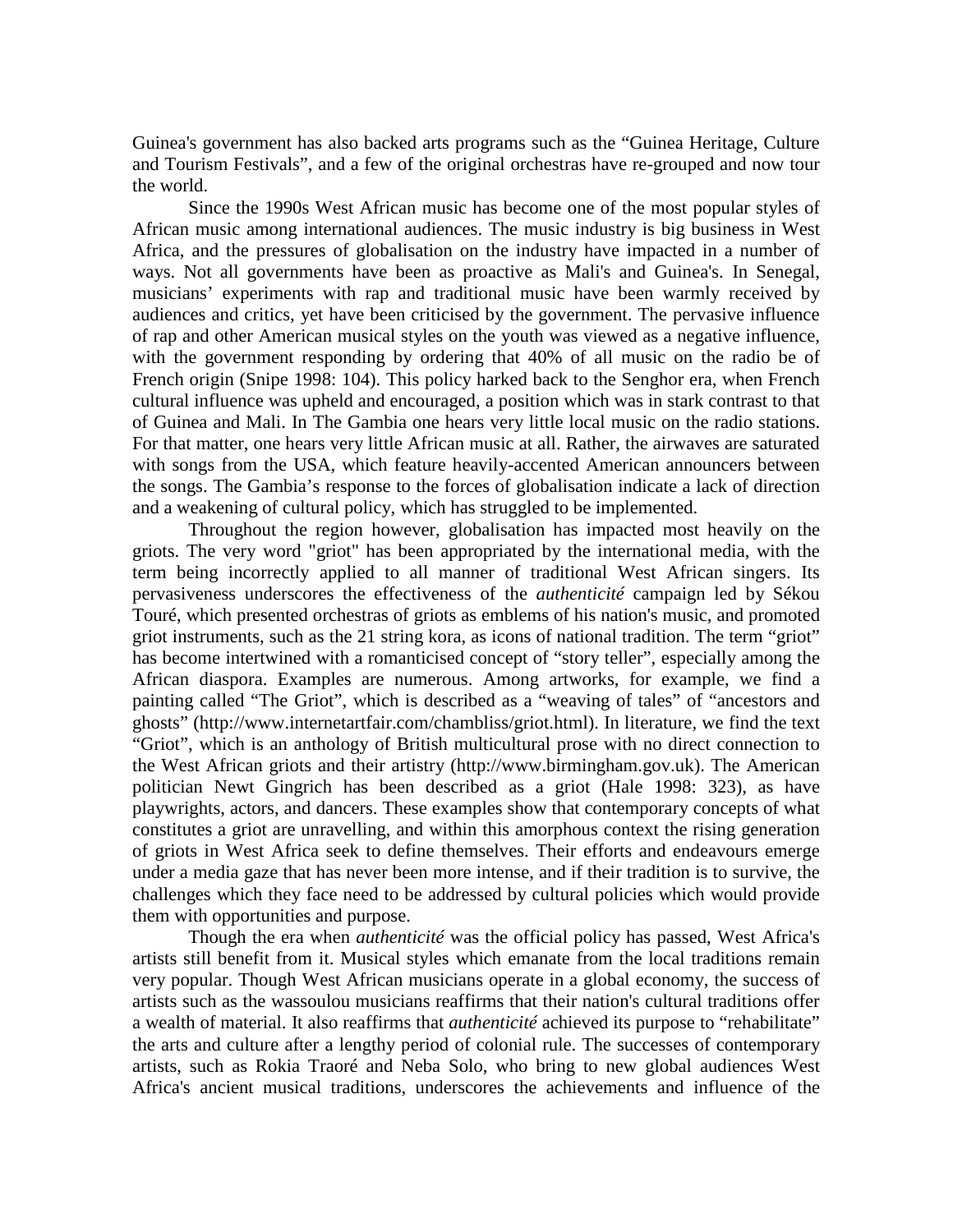Guinea's government has also backed arts programs such as the "Guinea Heritage, Culture and Tourism Festivals", and a few of the original orchestras have re-grouped and now tour the world.

Since the 1990s West African music has become one of the most popular styles of African music among international audiences. The music industry is big business in West Africa, and the pressures of globalisation on the industry have impacted in a number of ways. Not all governments have been as proactive as Mali's and Guinea's. In Senegal, musicians' experiments with rap and traditional music have been warmly received by audiences and critics, yet have been criticised by the government. The pervasive influence of rap and other American musical styles on the youth was viewed as a negative influence, with the government responding by ordering that 40% of all music on the radio be of French origin (Snipe 1998: 104). This policy harked back to the Senghor era, when French cultural influence was upheld and encouraged, a position which was in stark contrast to that of Guinea and Mali. In The Gambia one hears very little local music on the radio stations. For that matter, one hears very little African music at all. Rather, the airwaves are saturated with songs from the USA, which feature heavily-accented American announcers between the songs. The Gambia's response to the forces of globalisation indicate a lack of direction and a weakening of cultural policy, which has struggled to be implemented.

Throughout the region however, globalisation has impacted most heavily on the griots. The very word "griot" has been appropriated by the international media, with the term being incorrectly applied to all manner of traditional West African singers. Its pervasiveness underscores the effectiveness of the *authenticité* campaign led by Sékou Touré, which presented orchestras of griots as emblems of his nation's music, and promoted griot instruments, such as the 21 string kora, as icons of national tradition. The term "griot" has become intertwined with a romanticised concept of "story teller", especially among the African diaspora. Examples are numerous. Among artworks, for example, we find a painting called "The Griot", which is described as a "weaving of tales" of "ancestors and ghosts" (http://www.internetartfair.com/chambliss/griot.html). In literature, we find the text "Griot", which is an anthology of British multicultural prose with no direct connection to the West African griots and their artistry (http://www.birmingham.gov.uk). The American politician Newt Gingrich has been described as a griot (Hale 1998: 323), as have playwrights, actors, and dancers. These examples show that contemporary concepts of what constitutes a griot are unravelling, and within this amorphous context the rising generation of griots in West Africa seek to define themselves. Their efforts and endeavours emerge under a media gaze that has never been more intense, and if their tradition is to survive, the challenges which they face need to be addressed by cultural policies which would provide them with opportunities and purpose.

Though the era when *authenticité* was the official policy has passed, West Africa's artists still benefit from it. Musical styles which emanate from the local traditions remain very popular. Though West African musicians operate in a global economy, the success of artists such as the wassoulou musicians reaffirms that their nation's cultural traditions offer a wealth of material. It also reaffirms that *authenticité* achieved its purpose to "rehabilitate" the arts and culture after a lengthy period of colonial rule. The successes of contemporary artists, such as Rokia Traoré and Neba Solo, who bring to new global audiences West Africa's ancient musical traditions, underscores the achievements and influence of the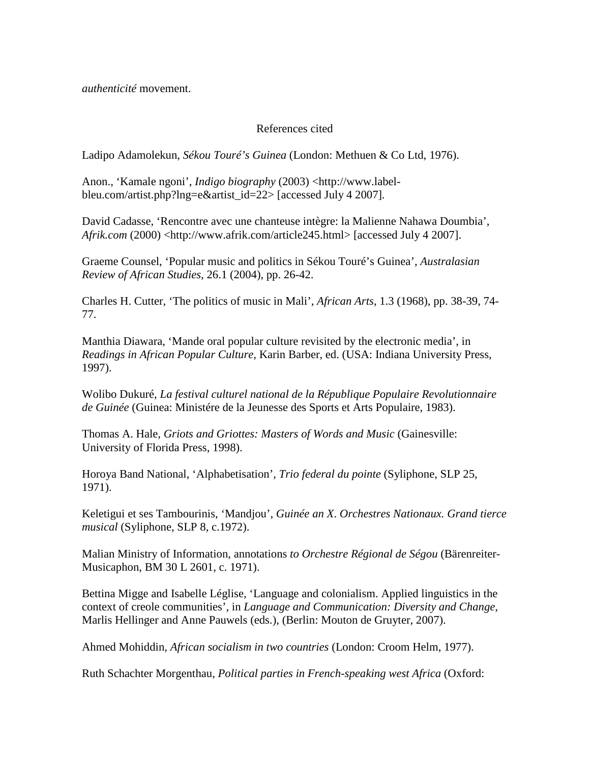*authenticité* movement.

## References cited

Ladipo Adamolekun, *Sékou Touré's Guinea* (London: Methuen & Co Ltd, 1976).

Anon., 'Kamale ngoni', *Indigo biography* (2003) <http://www.label-bleu.com/artist.php?lng=e&artist_id=22> [accessed July 4 2007].

David Cadasse, 'Rencontre avec une chanteuse intègre: la Malienne Nahawa Doumbia', *Afrik.com* (2000) <http://www.afrik.com/article245.html> [accessed July 4 2007].

Graeme Counsel, 'Popular music and politics in Sékou Touré's Guinea', *Australasian Review of African Studies*, 26.1 (2004), pp. 26-42.

Charles H. Cutter, 'The politics of music in Mali', *African Arts*, 1.3 (1968), pp. 38-39, 74-77.

Manthia Diawara, 'Mande oral popular culture revisited by the electronic media', in *Readings in African Popular Culture,* Karin Barber, ed. (USA: Indiana University Press, 1997).

Wolibo Dukuré, *La festival culturel national de la République Populaire Revolutionnaire de Guinée* (Guinea: Ministére de la Jeunesse des Sports et Arts Populaire, 1983).

Thomas A. Hale, *Griots and Griottes: Masters of Words and Music* (Gainesville: University of Florida Press, 1998).

Horoya Band National, 'Alphabetisation', *Trio federal du pointe* (Syliphone, SLP 25, 1971).

Keletigui et ses Tambourinis, 'Mandjou', *Guinée an X. Orchestres Nationaux. Grand tierce musical* (Syliphone, SLP 8, c.1972).

Malian Ministry of Information, annotations *to Orchestre Régional de Ségou* (Bärenreiter-Musicaphon, BM 30 L 2601, c. 1971).

Bettina Migge and Isabelle Léglise, 'Language and colonialism. Applied linguistics in the context of creole communities', in *Language and Communication: Diversity and Change,* Marlis Hellinger and Anne Pauwels (eds.), (Berlin: Mouton de Gruyter, 2007).

Ahmed Mohiddin, *African socialism in two countries* (London: Croom Helm, 1977).

Ruth Schachter Morgenthau, *Political parties in French-speaking west Africa* (Oxford: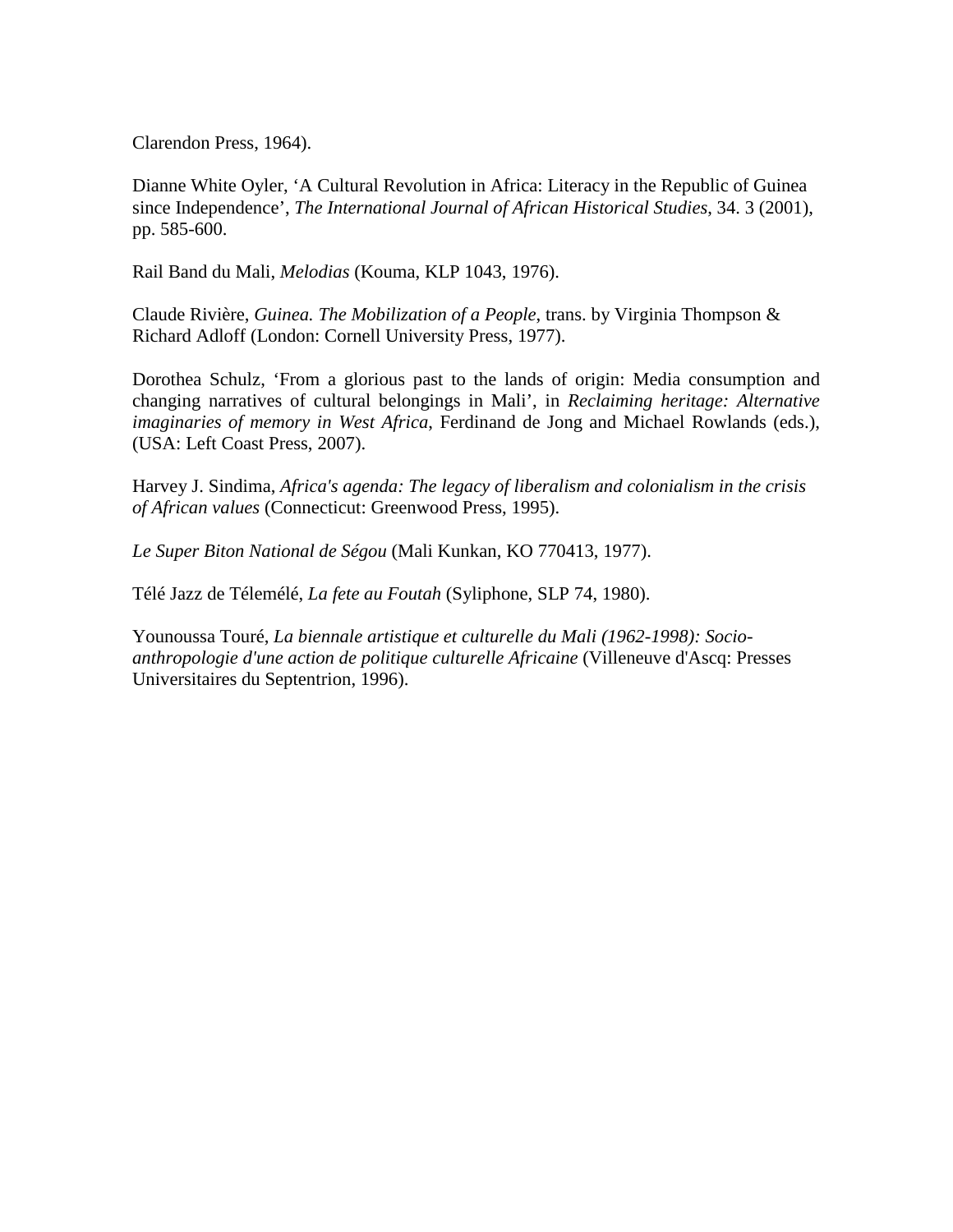Clarendon Press, 1964).

Dianne White Oyler, ‘A Cultural Revolution in Africa: Literacy in the Republic of Guinea since Independence’, *The International Journal of African Historical Studies*, 34. 3 (2001), pp. 585-600.

Rail Band du Mali, *Melodias* (Kouma, KLP 1043, 1976).

Claude Rivière, *Guinea. The Mobilization of a People*, trans. by Virginia Thompson & Richard Adloff (London: Cornell University Press, 1977).

Dorothea Schulz, ‘From a glorious past to the lands of origin: Media consumption and changing narratives of cultural belongings in Mali’, in *Reclaiming heritage: Alternative imaginaries of memory in West Africa*, Ferdinand de Jong and Michael Rowlands (eds.), (USA: Left Coast Press, 2007).

Harvey J. Sindima, *Africa's agenda: The legacy of liberalism and colonialism in the crisis of African values* (Connecticut: Greenwood Press, 1995).

*Le Super Biton National de Ségou* (Mali Kunkan, KO 770413, 1977).

Télé Jazz de Télemélé, *La fete au Foutah* (Syliphone, SLP 74, 1980).

Younoussa Touré, *La biennale artistique et culturelle du Mali (1962-1998): Socio-anthropologie d'une action de politique culturelle Africaine* (Villeneuve d'Ascq: Presses Universitaires du Septentrion, 1996).